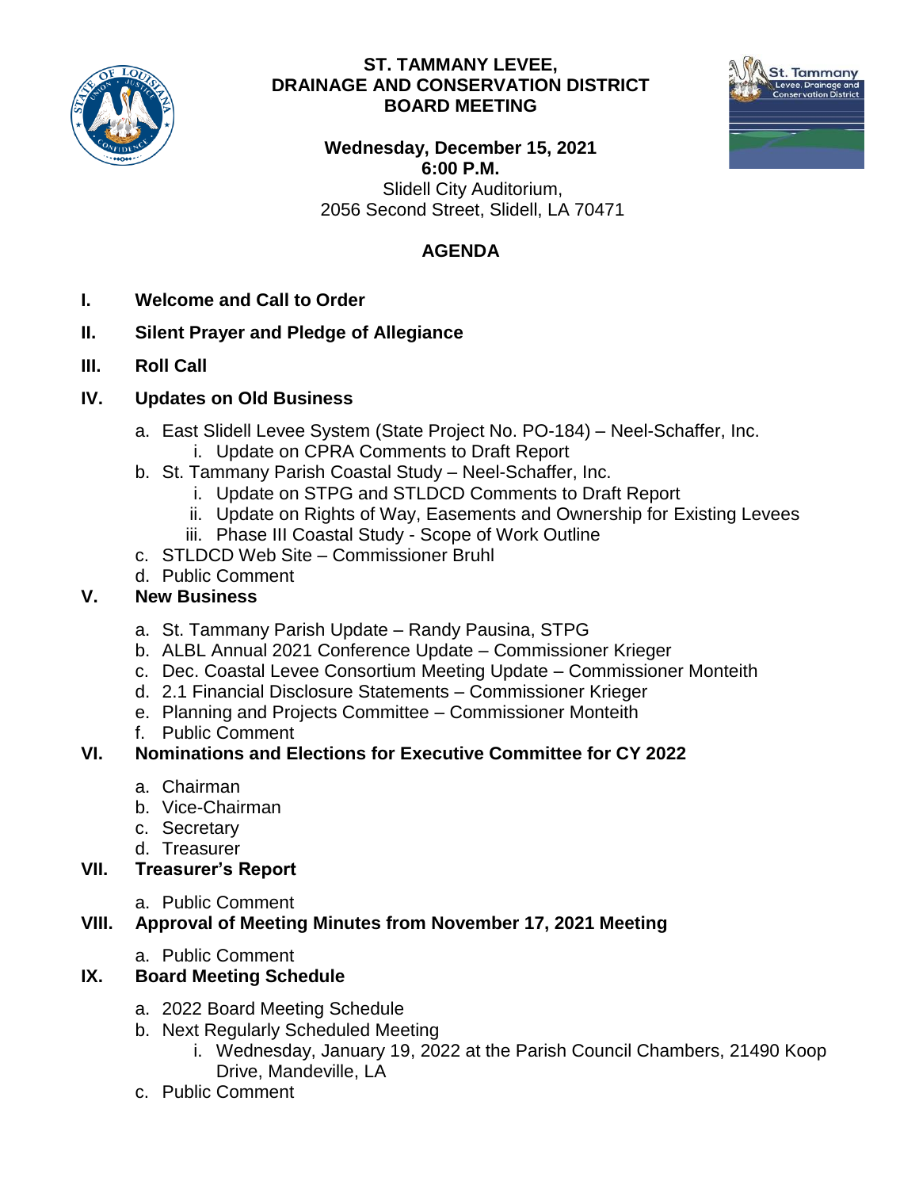# ST. TAMMANY LEVEE, DRAINAGE AND CONSERVATION DISTRICT BOARD MEETING

**Wednesday, December 15, 2021**
**6:00 P.M.**
Slidell City Auditorium,
2056 Second Street, Slidell, LA 70471

## AGENDA

**I. Welcome and Call to Order**

**II. Silent Prayer and Pledge of Allegiance**

**III. Roll Call**

**IV. Updates on Old Business**

a. East Slidell Levee System (State Project No. PO-184) – Neel-Schaffer, Inc.
   i. Update on CPRA Comments to Draft Report
b. St. Tammany Parish Coastal Study – Neel-Schaffer, Inc.
   i. Update on STPG and STLDCD Comments to Draft Report
   ii. Update on Rights of Way, Easements and Ownership for Existing Levees
   iii. Phase III Coastal Study - Scope of Work Outline
c. STLDCD Web Site – Commissioner Bruhl
d. Public Comment

**V. New Business**

a. St. Tammany Parish Update – Randy Pausina, STPG
b. ALBL Annual 2021 Conference Update – Commissioner Krieger
c. Dec. Coastal Levee Consortium Meeting Update – Commissioner Monteith
d. 2.1 Financial Disclosure Statements – Commissioner Krieger
e. Planning and Projects Committee – Commissioner Monteith
f. Public Comment

**VI. Nominations and Elections for Executive Committee for CY 2022**

a. Chairman
b. Vice-Chairman
c. Secretary
d. Treasurer

**VII. Treasurer's Report**

a. Public Comment

**VIII. Approval of Meeting Minutes from November 17, 2021 Meeting**

a. Public Comment

**IX. Board Meeting Schedule**

a. 2022 Board Meeting Schedule
b. Next Regularly Scheduled Meeting
   i. Wednesday, January 19, 2022 at the Parish Council Chambers, 21490 Koop Drive, Mandeville, LA
c. Public Comment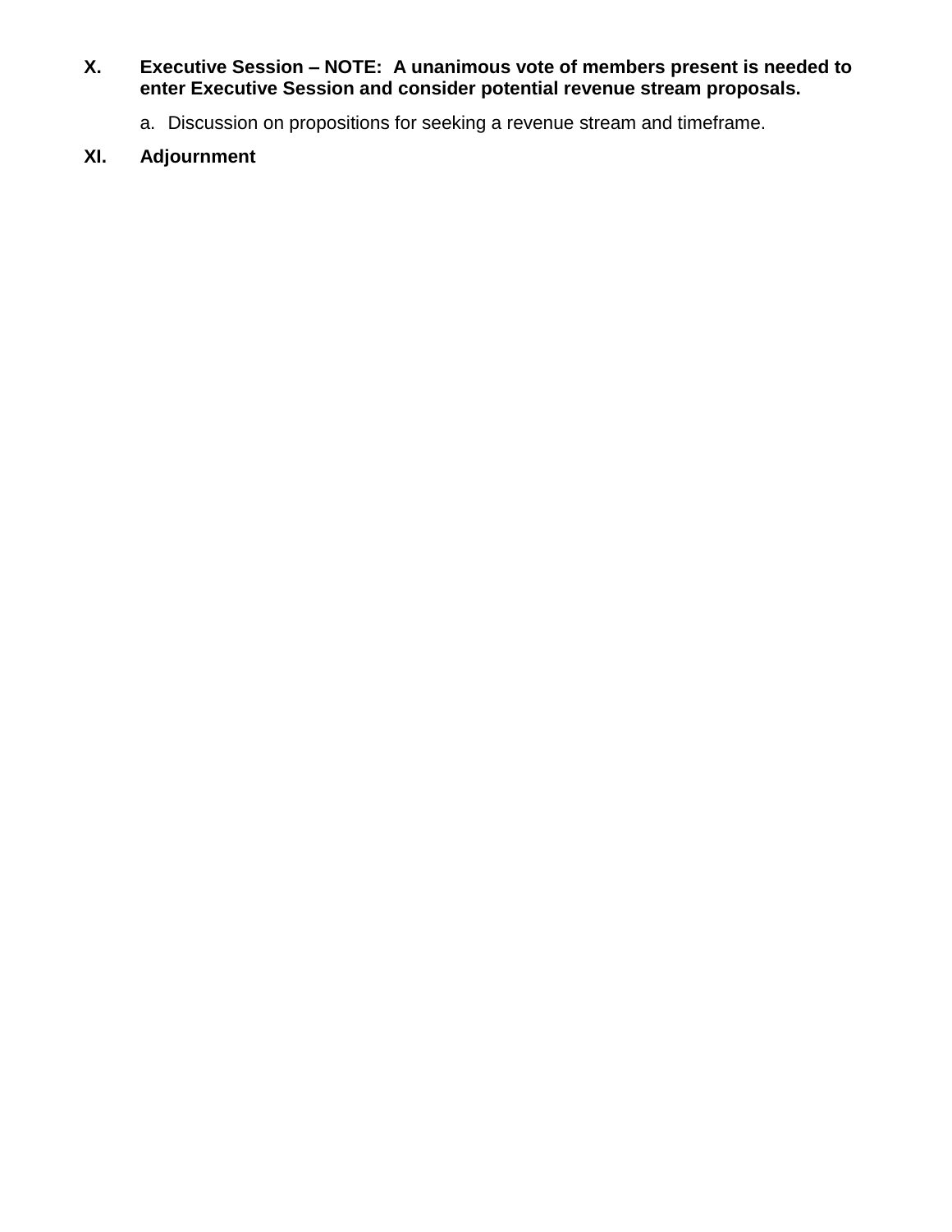**X. Executive Session – NOTE: A unanimous vote of members present is needed to enter Executive Session and consider potential revenue stream proposals.**

a. Discussion on propositions for seeking a revenue stream and timeframe.

**XI. Adjournment**